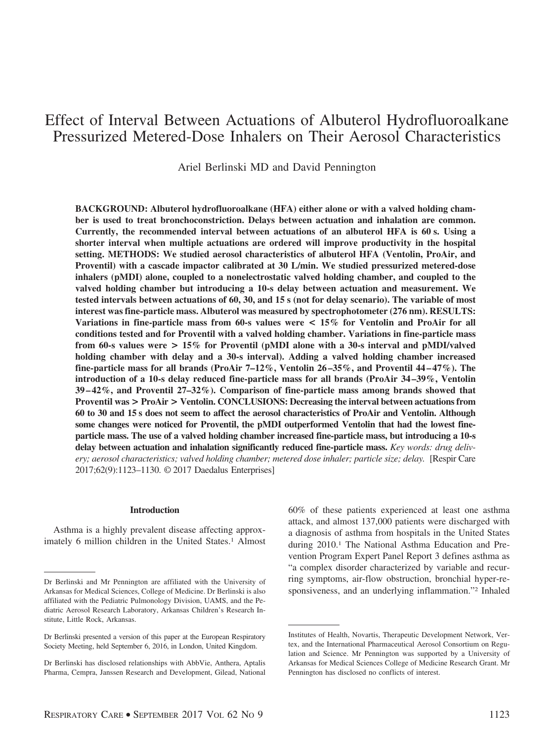# Effect of Interval Between Actuations of Albuterol Hydrofluoroalkane Pressurized Metered-Dose Inhalers on Their Aerosol Characteristics

Ariel Berlinski MD and David Pennington

**BACKGROUND: Albuterol hydrofluoroalkane (HFA) either alone or with a valved holding chamber is used to treat bronchoconstriction. Delays between actuation and inhalation are common. Currently, the recommended interval between actuations of an albuterol HFA is 60 s. Using a shorter interval when multiple actuations are ordered will improve productivity in the hospital setting. METHODS: We studied aerosol characteristics of albuterol HFA (Ventolin, ProAir, and Proventil) with a cascade impactor calibrated at 30 L/min. We studied pressurized metered-dose inhalers (pMDI) alone, coupled to a nonelectrostatic valved holding chamber, and coupled to the valved holding chamber but introducing a 10-s delay between actuation and measurement. We tested intervals between actuations of 60, 30, and 15 s (not for delay scenario). The variable of most interest was fine-particle mass. Albuterol was measured by spectrophotometer (276 nm). RESULTS: Variations in fine-particle mass from 60-s values were < 15% for Ventolin and ProAir for all conditions tested and for Proventil with a valved holding chamber. Variations in fine-particle mass from 60-s values were > 15% for Proventil (pMDI alone with a 30-s interval and pMDI/valved holding chamber with delay and a 30-s interval). Adding a valved holding chamber increased fine-particle mass for all brands (ProAir 7–12%, Ventolin 26–35%, and Proventil 44–47%). The introduction of a 10-s delay reduced fine-particle mass for all brands (ProAir 34–39%, Ventolin 39–42%, and Proventil 27–32%). Comparison of fine-particle mass among brands showed that Proventil was > ProAir > Ventolin. CONCLUSIONS: Decreasing the interval between actuations from 60 to 30 and 15 s does not seem to affect the aerosol characteristics of ProAir and Ventolin. Although some changes were noticed for Proventil, the pMDI outperformed Ventolin that had the lowest fine-particle mass. The use of a valved holding chamber increased fine-particle mass, but introducing a 10-s delay between actuation and inhalation significantly reduced fine-particle mass.** *Key words: drug delivery; aerosol characteristics; valved holding chamber; metered dose inhaler; particle size; delay.* [Respir Care 2017;62(9):1123–1130. © 2017 Daedalus Enterprises]

## Introduction

Asthma is a highly prevalent disease affecting approximately 6 million children in the United States.[1] Almost 60% of these patients experienced at least one asthma attack, and almost 137,000 patients were discharged with a diagnosis of asthma from hospitals in the United States during 2010.[1] The National Asthma Education and Prevention Program Expert Panel Report 3 defines asthma as "a complex disorder characterized by variable and recurring symptoms, air-flow obstruction, bronchial hyper-responsiveness, and an underlying inflammation."[2] Inhaled

---

Dr Berlinski and Mr Pennington are affiliated with the University of Arkansas for Medical Sciences, College of Medicine. Dr Berlinski is also affiliated with the Pediatric Pulmonology Division, UAMS, and the Pediatric Aerosol Research Laboratory, Arkansas Children's Research Institute, Little Rock, Arkansas.

Dr Berlinski presented a version of this paper at the European Respiratory Society Meeting, held September 6, 2016, in London, United Kingdom.

Dr Berlinski has disclosed relationships with AbbVie, Anthera, Aptalis Pharma, Cempra, Janssen Research and Development, Gilead, National Institutes of Health, Novartis, Therapeutic Development Network, Vertex, and the International Pharmaceutical Aerosol Consortium on Regulation and Science. Mr Pennington was supported by a University of Arkansas for Medical Sciences College of Medicine Research Grant. Mr Pennington has disclosed no conflicts of interest.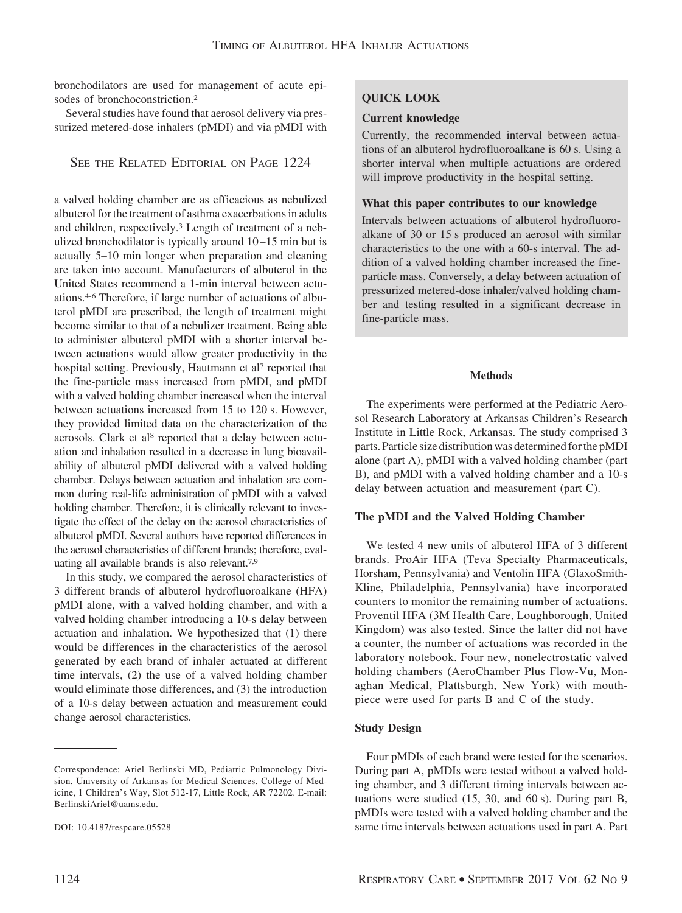bronchodilators are used for management of acute episodes of bronchoconstriction.[2]

Several studies have found that aerosol delivery via pressurized metered-dose inhalers (pMDI) and via pMDI with a valved holding chamber are as efficacious as nebulized albuterol for the treatment of asthma exacerbations in adults and children, respectively.[3] Length of treatment of a nebulized bronchodilator is typically around 10–15 min but is actually 5–10 min longer when preparation and cleaning are taken into account. Manufacturers of albuterol in the United States recommend a 1-min interval between actuations.[4-6] Therefore, if large number of actuations of albuterol pMDI are prescribed, the length of treatment might become similar to that of a nebulizer treatment. Being able to administer albuterol pMDI with a shorter interval between actuations would allow greater productivity in the hospital setting. Previously, Hautmann et al[7] reported that the fine-particle mass increased from pMDI, and pMDI with a valved holding chamber increased when the interval between actuations increased from 15 to 120 s. However, they provided limited data on the characterization of the aerosols. Clark et al[8] reported that a delay between actuation and inhalation resulted in a decrease in lung bioavailability of albuterol pMDI delivered with a valved holding chamber. Delays between actuation and inhalation are common during real-life administration of pMDI with a valved holding chamber. Therefore, it is clinically relevant to investigate the effect of the delay on the aerosol characteristics of albuterol pMDI. Several authors have reported differences in the aerosol characteristics of different brands; therefore, evaluating all available brands is also relevant.[7,9]

In this study, we compared the aerosol characteristics of 3 different brands of albuterol hydrofluoroalkane (HFA) pMDI alone, with a valved holding chamber, and with a valved holding chamber introducing a 10-s delay between actuation and inhalation. We hypothesized that (1) there would be differences in the characteristics of the aerosol generated by each brand of inhaler actuated at different time intervals, (2) the use of a valved holding chamber would eliminate those differences, and (3) the introduction of a 10-s delay between actuation and measurement could change aerosol characteristics.

SEE THE RELATED EDITORIAL ON PAGE 1224

Correspondence: Ariel Berlinski MD, Pediatric Pulmonology Division, University of Arkansas for Medical Sciences, College of Medicine, 1 Children's Way, Slot 512-17, Little Rock, AR 72202. E-mail: BerlinskiAriel@uams.edu.

DOI: 10.4187/respcare.05528

**QUICK LOOK**

**Current knowledge**

Currently, the recommended interval between actuations of an albuterol hydrofluoroalkane is 60 s. Using a shorter interval when multiple actuations are ordered will improve productivity in the hospital setting.

**What this paper contributes to our knowledge**

Intervals between actuations of albuterol hydrofluoroalkane of 30 or 15 s produced an aerosol with similar characteristics to the one with a 60-s interval. The addition of a valved holding chamber increased the fine-particle mass. Conversely, a delay between actuation of pressurized metered-dose inhaler/valved holding chamber and testing resulted in a significant decrease in fine-particle mass.

## Methods

The experiments were performed at the Pediatric Aerosol Research Laboratory at Arkansas Children's Research Institute in Little Rock, Arkansas. The study comprised 3 parts. Particle size distribution was determined for the pMDI alone (part A), pMDI with a valved holding chamber (part B), and pMDI with a valved holding chamber and a 10-s delay between actuation and measurement (part C).

### The pMDI and the Valved Holding Chamber

We tested 4 new units of albuterol HFA of 3 different brands. ProAir HFA (Teva Specialty Pharmaceuticals, Horsham, Pennsylvania) and Ventolin HFA (GlaxoSmithKline, Philadelphia, Pennsylvania) have incorporated counters to monitor the remaining number of actuations. Proventil HFA (3M Health Care, Loughborough, United Kingdom) was also tested. Since the latter did not have a counter, the number of actuations was recorded in the laboratory notebook. Four new, nonelectrostatic valved holding chambers (AeroChamber Plus Flow-Vu, Monaghan Medical, Plattsburgh, New York) with mouthpiece were used for parts B and C of the study.

### Study Design

Four pMDIs of each brand were tested for the scenarios. During part A, pMDIs were tested without a valved holding chamber, and 3 different timing intervals between actuations were studied (15, 30, and 60 s). During part B, pMDIs were tested with a valved holding chamber and the same time intervals between actuations used in part A. Part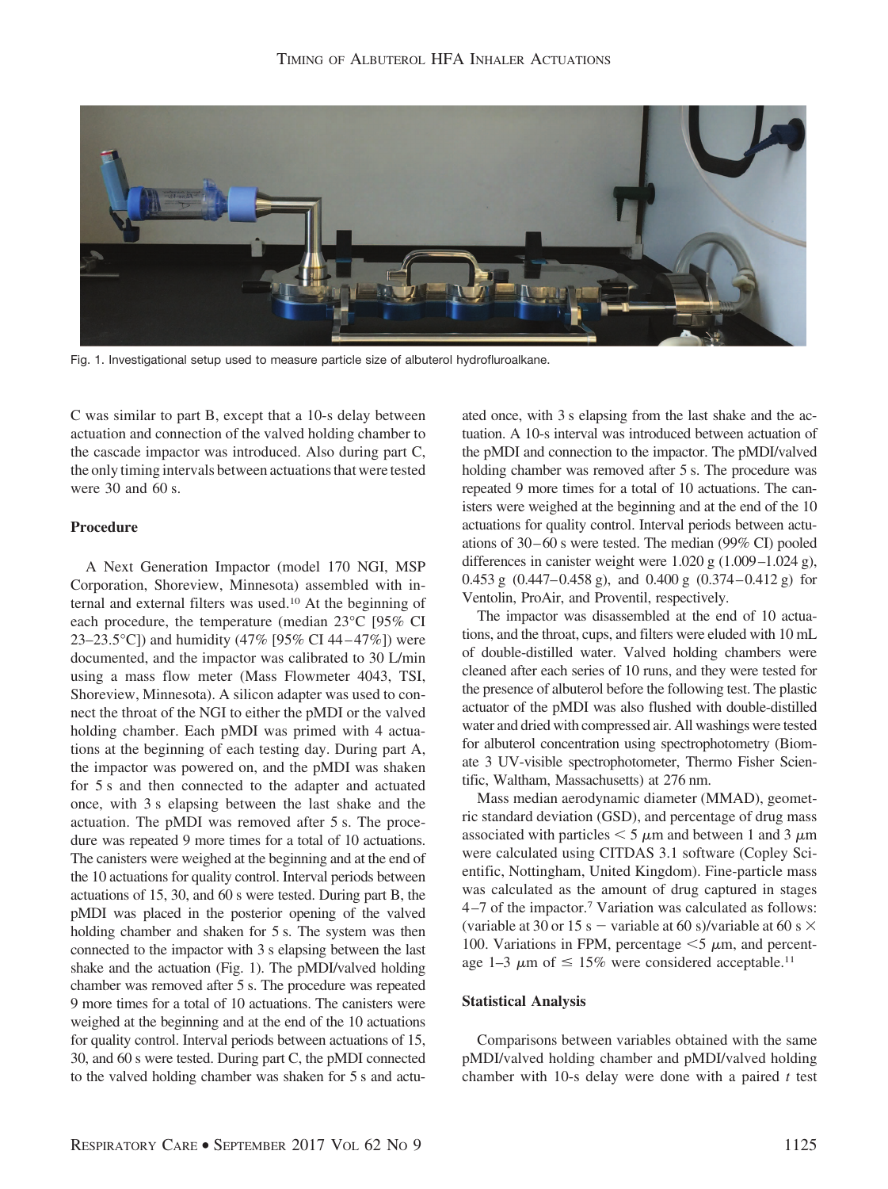Fig. 1. Investigational setup used to measure particle size of albuterol hydrofluroalkane.

C was similar to part B, except that a 10-s delay between actuation and connection of the valved holding chamber to the cascade impactor was introduced. Also during part C, the only timing intervals between actuations that were tested were 30 and 60 s.

### Procedure

A Next Generation Impactor (model 170 NGI, MSP Corporation, Shoreview, Minnesota) assembled with internal and external filters was used.[10] At the beginning of each procedure, the temperature (median 23°C [95% CI 23–23.5°C]) and humidity (47% [95% CI 44–47%]) were documented, and the impactor was calibrated to 30 L/min using a mass flow meter (Mass Flowmeter 4043, TSI, Shoreview, Minnesota). A silicon adapter was used to connect the throat of the NGI to either the pMDI or the valved holding chamber. Each pMDI was primed with 4 actuations at the beginning of each testing day. During part A, the impactor was powered on, and the pMDI was shaken for 5 s and then connected to the adapter and actuated once, with 3 s elapsing between the last shake and the actuation. The pMDI was removed after 5 s. The procedure was repeated 9 more times for a total of 10 actuations. The canisters were weighed at the beginning and at the end of the 10 actuations for quality control. Interval periods between actuations of 15, 30, and 60 s were tested. During part B, the pMDI was placed in the posterior opening of the valved holding chamber and shaken for 5 s. The system was then connected to the impactor with 3 s elapsing between the last shake and the actuation (Fig. 1). The pMDI/valved holding chamber was removed after 5 s. The procedure was repeated 9 more times for a total of 10 actuations. The canisters were weighed at the beginning and at the end of the 10 actuations for quality control. Interval periods between actuations of 15, 30, and 60 s were tested. During part C, the pMDI connected to the valved holding chamber was shaken for 5 s and actuated once, with 3 s elapsing from the last shake and the actuation. A 10-s interval was introduced between actuation of the pMDI and connection to the impactor. The pMDI/valved holding chamber was removed after 5 s. The procedure was repeated 9 more times for a total of 10 actuations. The canisters were weighed at the beginning and at the end of the 10 actuations for quality control. Interval periods between actuations of 30–60 s were tested. The median (99% CI) pooled differences in canister weight were 1.020 g (1.009–1.024 g), 0.453 g (0.447–0.458 g), and 0.400 g (0.374–0.412 g) for Ventolin, ProAir, and Proventil, respectively.

The impactor was disassembled at the end of 10 actuations, and the throat, cups, and filters were eluded with 10 mL of double-distilled water. Valved holding chambers were cleaned after each series of 10 runs, and they were tested for the presence of albuterol before the following test. The plastic actuator of the pMDI was also flushed with double-distilled water and dried with compressed air. All washings were tested for albuterol concentration using spectrophotometry (Biomate 3 UV-visible spectrophotometer, Thermo Fisher Scientific, Waltham, Massachusetts) at 276 nm.

Mass median aerodynamic diameter (MMAD), geometric standard deviation (GSD), and percentage of drug mass associated with particles $< 5$ μm and between 1 and 3 μm were calculated using CITDAS 3.1 software (Copley Scientific, Nottingham, United Kingdom). Fine-particle mass was calculated as the amount of drug captured in stages 4–7 of the impactor.[7] Variation was calculated as follows: (variable at 30 or 15 s − variable at 60 s)/variable at 60 s × 100. Variations in FPM, percentage $<5$ μm, and percentage 1–3 μm of $\leq$ 15% were considered acceptable.[11]

### Statistical Analysis

Comparisons between variables obtained with the same pMDI/valved holding chamber and pMDI/valved holding chamber with 10-s delay were done with a paired *t* test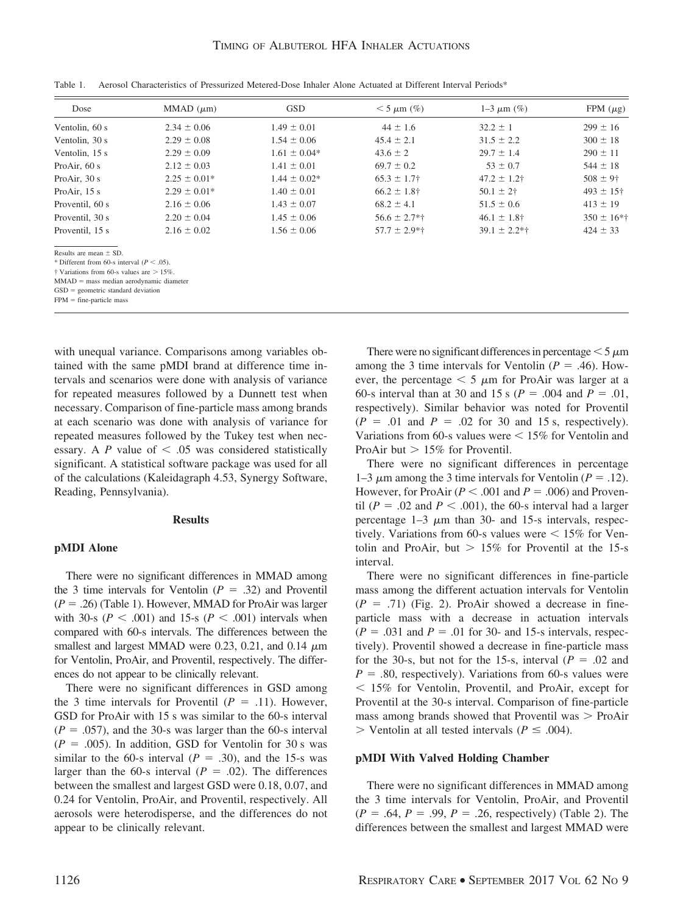Table 1. Aerosol Characteristics of Pressurized Metered-Dose Inhaler Alone Actuated at Different Interval Periods*

| Dose | MMAD (μm) | GSD | < 5 μm (%) | 1–3 μm (%) | FPM (μg) |
|---|---|---|---|---|---|
| Ventolin, 60 s | 2.34 ± 0.06 | 1.49 ± 0.01 | 44 ± 1.6 | 32.2 ± 1 | 299 ± 16 |
| Ventolin, 30 s | 2.29 ± 0.08 | 1.54 ± 0.06 | 45.4 ± 2.1 | 31.5 ± 2.2 | 300 ± 18 |
| Ventolin, 15 s | 2.29 ± 0.09 | 1.61 ± 0.04* | 43.6 ± 2 | 29.7 ± 1.4 | 290 ± 11 |
| ProAir, 60 s | 2.12 ± 0.03 | 1.41 ± 0.01 | 69.7 ± 0.2 | 53 ± 0.7 | 544 ± 18 |
| ProAir, 30 s | 2.25 ± 0.01* | 1.44 ± 0.02* | 65.3 ± 1.7† | 47.2 ± 1.2† | 508 ± 9† |
| ProAir, 15 s | 2.29 ± 0.01* | 1.40 ± 0.01 | 66.2 ± 1.8† | 50.1 ± 2† | 493 ± 15† |
| Proventil, 60 s | 2.16 ± 0.06 | 1.43 ± 0.07 | 68.2 ± 4.1 | 51.5 ± 0.6 | 413 ± 19 |
| Proventil, 30 s | 2.20 ± 0.04 | 1.45 ± 0.06 | 56.6 ± 2.7*† | 46.1 ± 1.8† | 350 ± 16*† |
| Proventil, 15 s | 2.16 ± 0.02 | 1.56 ± 0.06 | 57.7 ± 2.9*† | 39.1 ± 2.2*† | 424 ± 33 |

Results are mean ± SD.
\* Different from 60-s interval ($P < .05$).
† Variations from 60-s values are > 15%.
MMAD = mass median aerodynamic diameter
GSD = geometric standard deviation
FPM = fine-particle mass

with unequal variance. Comparisons among variables obtained with the same pMDI brand at difference time intervals and scenarios were done with analysis of variance for repeated measures followed by a Dunnett test when necessary. Comparison of fine-particle mass among brands at each scenario was done with analysis of variance for repeated measures followed by the Tukey test when necessary. A $P$ value of $< .05$ was considered statistically significant. A statistical software package was used for all of the calculations (Kaleidagraph 4.53, Synergy Software, Reading, Pennsylvania).

## Results

### pMDI Alone

There were no significant differences in MMAD among the 3 time intervals for Ventolin ($P = .32$) and Proventil ($P = .26$) (Table 1). However, MMAD for ProAir was larger with 30-s ($P < .001$) and 15-s ($P < .001$) intervals when compared with 60-s intervals. The differences between the smallest and largest MMAD were 0.23, 0.21, and 0.14 μm for Ventolin, ProAir, and Proventil, respectively. The differences do not appear to be clinically relevant.

There were no significant differences in GSD among the 3 time intervals for Proventil ($P = .11$). However, GSD for ProAir with 15 s was similar to the 60-s interval ($P = .057$), and the 30-s was larger than the 60-s interval ($P = .005$). In addition, GSD for Ventolin for 30 s was similar to the 60-s interval ($P = .30$), and the 15-s was larger than the 60-s interval ($P = .02$). The differences between the smallest and largest GSD were 0.18, 0.07, and 0.24 for Ventolin, ProAir, and Proventil, respectively. All aerosols were heterodisperse, and the differences do not appear to be clinically relevant.

There were no significant differences in percentage < 5 μm among the 3 time intervals for Ventolin ($P = .46$). However, the percentage < 5 μm for ProAir was larger at a 60-s interval than at 30 and 15 s ($P = .004$ and $P = .01$, respectively). Similar behavior was noted for Proventil ($P = .01$ and $P = .02$ for 30 and 15 s, respectively). Variations from 60-s values were < 15% for Ventolin and ProAir but > 15% for Proventil.

There were no significant differences in percentage 1–3 μm among the 3 time intervals for Ventolin ($P = .12$). However, for ProAir ($P < .001$ and $P = .006$) and Proventil ($P = .02$ and $P < .001$), the 60-s interval had a larger percentage 1–3 μm than 30- and 15-s intervals, respectively. Variations from 60-s values were < 15% for Ventolin and ProAir, but > 15% for Proventil at the 15-s interval.

There were no significant differences in fine-particle mass among the different actuation intervals for Ventolin ($P = .71$) (Fig. 2). ProAir showed a decrease in fine-particle mass with a decrease in actuation intervals ($P = .031$ and $P = .01$ for 30- and 15-s intervals, respectively). Proventil showed a decrease in fine-particle mass for the 30-s, but not for the 15-s, interval ($P = .02$ and $P = .80$, respectively). Variations from 60-s values were < 15% for Ventolin, Proventil, and ProAir, except for Proventil at the 30-s interval. Comparison of fine-particle mass among brands showed that Proventil was > ProAir > Ventolin at all tested intervals ($P \leq .004$).

### pMDI With Valved Holding Chamber

There were no significant differences in MMAD among the 3 time intervals for Ventolin, ProAir, and Proventil ($P = .64$, $P = .99$, $P = .26$, respectively) (Table 2). The differences between the smallest and largest MMAD were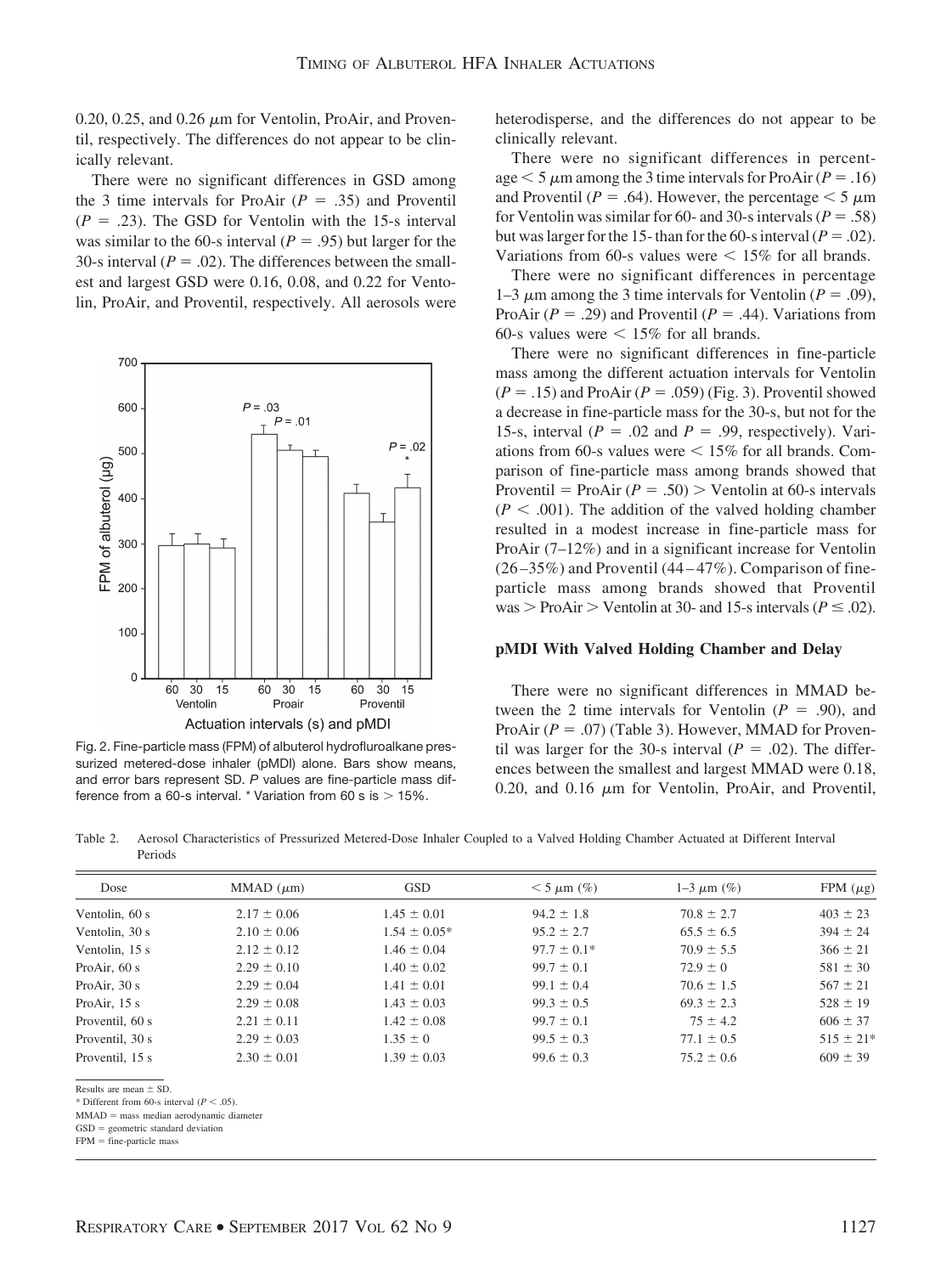0.20, 0.25, and 0.26 μm for Ventolin, ProAir, and Proventil, respectively. The differences do not appear to be clinically relevant.

There were no significant differences in GSD among the 3 time intervals for ProAir ($P = .35$) and Proventil ($P = .23$). The GSD for Ventolin with the 15-s interval was similar to the 60-s interval ($P = .95$) but larger for the 30-s interval ($P = .02$). The differences between the smallest and largest GSD were 0.16, 0.08, and 0.22 for Ventolin, ProAir, and Proventil, respectively. All aerosols were heterodisperse, and the differences do not appear to be clinically relevant.

Fig. 2. Fine-particle mass (FPM) of albuterol hydrofluroalkane pressurized metered-dose inhaler (pMDI) alone. Bars show means, and error bars represent SD. *P* values are fine-particle mass difference from a 60-s interval. * Variation from 60 s is > 15%.

There were no significant differences in percentage < 5 μm among the 3 time intervals for ProAir ($P = .16$) and Proventil ($P = .64$). However, the percentage < 5 μm for Ventolin was similar for 60- and 30-s intervals ($P = .58$) but was larger for the 15- than for the 60-s interval ($P = .02$). Variations from 60-s values were < 15% for all brands.

There were no significant differences in percentage 1–3 μm among the 3 time intervals for Ventolin ($P = .09$), ProAir ($P = .29$) and Proventil ($P = .44$). Variations from 60-s values were < 15% for all brands.

There were no significant differences in fine-particle mass among the different actuation intervals for Ventolin ($P = .15$) and ProAir ($P = .059$) (Fig. 3). Proventil showed a decrease in fine-particle mass for the 30-s, but not for the 15-s, interval ($P = .02$ and $P = .99$, respectively). Variations from 60-s values were < 15% for all brands. Comparison of fine-particle mass among brands showed that Proventil = ProAir ($P = .50$) > Ventolin at 60-s intervals ($P < .001$). The addition of the valved holding chamber resulted in a modest increase in fine-particle mass for ProAir (7–12%) and in a significant increase for Ventolin (26–35%) and Proventil (44–47%). Comparison of fine-particle mass among brands showed that Proventil was > ProAir > Ventolin at 30- and 15-s intervals ($P \leq .02$).

### pMDI With Valved Holding Chamber and Delay

There were no significant differences in MMAD between the 2 time intervals for Ventolin ($P = .90$), and ProAir ($P = .07$) (Table 3). However, MMAD for Proventil was larger for the 30-s interval ($P = .02$). The differences between the smallest and largest MMAD were 0.18, 0.20, and 0.16 μm for Ventolin, ProAir, and Proventil,

Table 2. Aerosol Characteristics of Pressurized Metered-Dose Inhaler Coupled to a Valved Holding Chamber Actuated at Different Interval Periods

| Dose | MMAD (μm) | GSD | < 5 μm (%) | 1–3 μm (%) | FPM (μg) |
|---|---|---|---|---|---|
| Ventolin, 60 s | 2.17 ± 0.06 | 1.45 ± 0.01 | 94.2 ± 1.8 | 70.8 ± 2.7 | 403 ± 23 |
| Ventolin, 30 s | 2.10 ± 0.06 | 1.54 ± 0.05* | 95.2 ± 2.7 | 65.5 ± 6.5 | 394 ± 24 |
| Ventolin, 15 s | 2.12 ± 0.12 | 1.46 ± 0.04 | 97.7 ± 0.1* | 70.9 ± 5.5 | 366 ± 21 |
| ProAir, 60 s | 2.29 ± 0.10 | 1.40 ± 0.02 | 99.7 ± 0.1 | 72.9 ± 0 | 581 ± 30 |
| ProAir, 30 s | 2.29 ± 0.04 | 1.41 ± 0.01 | 99.1 ± 0.4 | 70.6 ± 1.5 | 567 ± 21 |
| ProAir, 15 s | 2.29 ± 0.08 | 1.43 ± 0.03 | 99.3 ± 0.5 | 69.3 ± 2.3 | 528 ± 19 |
| Proventil, 60 s | 2.21 ± 0.11 | 1.42 ± 0.08 | 99.7 ± 0.1 | 75 ± 4.2 | 606 ± 37 |
| Proventil, 30 s | 2.29 ± 0.03 | 1.35 ± 0 | 99.5 ± 0.3 | 77.1 ± 0.5 | 515 ± 21* |
| Proventil, 15 s | 2.30 ± 0.01 | 1.39 ± 0.03 | 99.6 ± 0.3 | 75.2 ± 0.6 | 609 ± 39 |

Results are mean ± SD.
* Different from 60-s interval ($P < .05$).
MMAD = mass median aerodynamic diameter
GSD = geometric standard deviation
FPM = fine-particle mass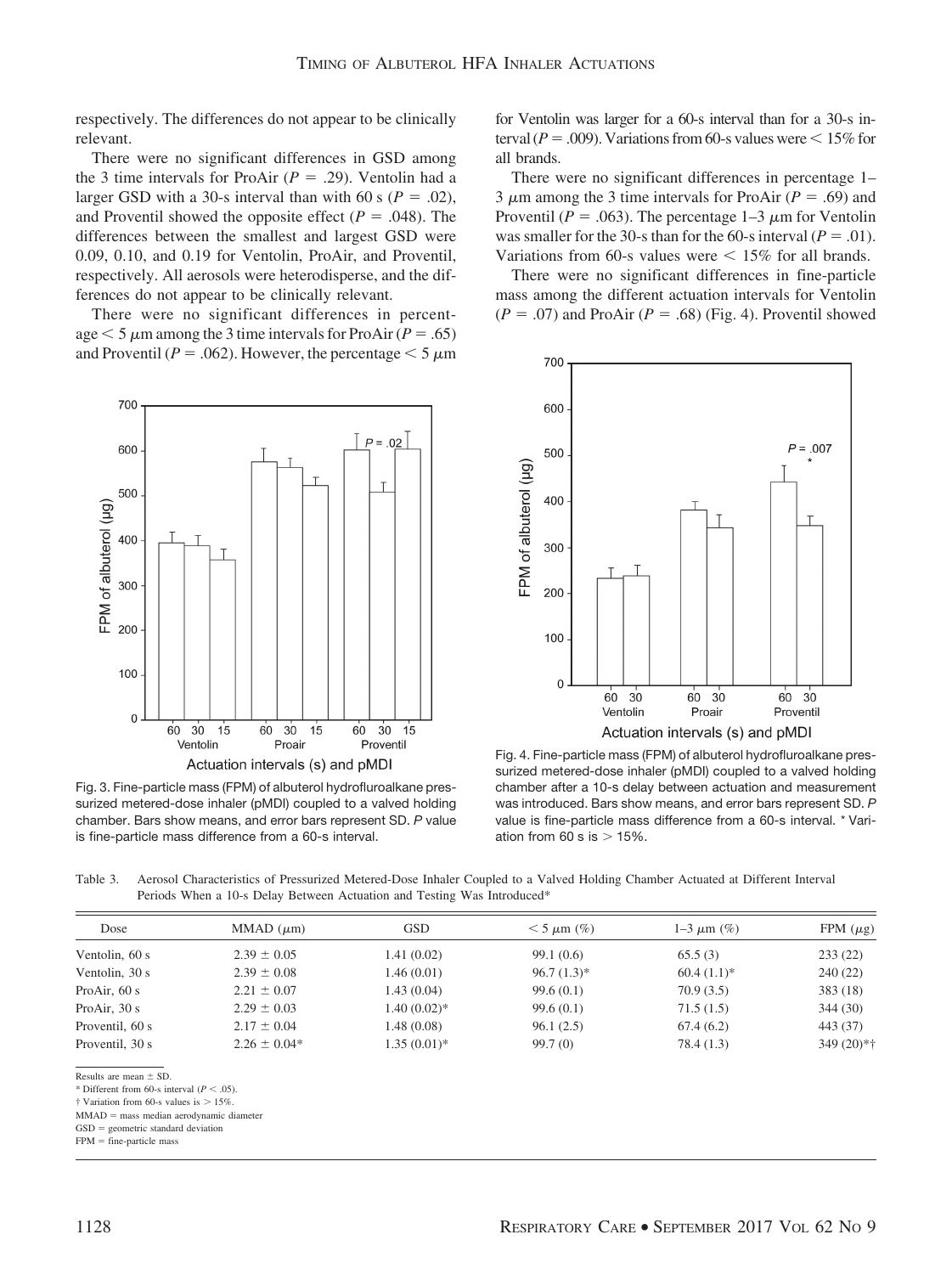respectively. The differences do not appear to be clinically relevant.

There were no significant differences in GSD among the 3 time intervals for ProAir ($P = .29$). Ventolin had a larger GSD with a 30-s interval than with 60 s ($P = .02$), and Proventil showed the opposite effect ($P = .048$). The differences between the smallest and largest GSD were 0.09, 0.10, and 0.19 for Ventolin, ProAir, and Proventil, respectively. All aerosols were heterodisperse, and the differences do not appear to be clinically relevant.

There were no significant differences in percentage < 5 μm among the 3 time intervals for ProAir ($P = .65$) and Proventil ($P = .062$). However, the percentage < 5 μm for Ventolin was larger for a 60-s interval than for a 30-s interval ($P = .009$). Variations from 60-s values were < 15% for all brands.

There were no significant differences in percentage 1–3 μm among the 3 time intervals for ProAir ($P = .69$) and Proventil ($P = .063$). The percentage 1–3 μm for Ventolin was smaller for the 30-s than for the 60-s interval ($P = .01$). Variations from 60-s values were < 15% for all brands.

There were no significant differences in fine-particle mass among the different actuation intervals for Ventolin ($P = .07$) and ProAir ($P = .68$) (Fig. 4). Proventil showed

Fig. 3. Fine-particle mass (FPM) of albuterol hydrofluroalkane pressurized metered-dose inhaler (pMDI) coupled to a valved holding chamber. Bars show means, and error bars represent SD. *P* value is fine-particle mass difference from a 60-s interval.

Fig. 4. Fine-particle mass (FPM) of albuterol hydrofluroalkane pressurized metered-dose inhaler (pMDI) coupled to a valved holding chamber after a 10-s delay between actuation and measurement was introduced. Bars show means, and error bars represent SD. *P* value is fine-particle mass difference from a 60-s interval. * Variation from 60 s is > 15%.

Table 3. Aerosol Characteristics of Pressurized Metered-Dose Inhaler Coupled to a Valved Holding Chamber Actuated at Different Interval Periods When a 10-s Delay Between Actuation and Testing Was Introduced*

| Dose | MMAD (μm) | GSD | < 5 μm (%) | 1–3 μm (%) | FPM (μg) |
|---|---|---|---|---|---|
| Ventolin, 60 s | 2.39 ± 0.05 | 1.41 (0.02) | 99.1 (0.6) | 65.5 (3) | 233 (22) |
| Ventolin, 30 s | 2.39 ± 0.08 | 1.46 (0.01) | 96.7 (1.3)* | 60.4 (1.1)* | 240 (22) |
| ProAir, 60 s | 2.21 ± 0.07 | 1.43 (0.04) | 99.6 (0.1) | 70.9 (3.5) | 383 (18) |
| ProAir, 30 s | 2.29 ± 0.03 | 1.40 (0.02)* | 99.6 (0.1) | 71.5 (1.5) | 344 (30) |
| Proventil, 60 s | 2.17 ± 0.04 | 1.48 (0.08) | 96.1 (2.5) | 67.4 (6.2) | 443 (37) |
| Proventil, 30 s | 2.26 ± 0.04* | 1.35 (0.01)* | 99.7 (0) | 78.4 (1.3) | 349 (20)*† |

Results are mean ± SD.
* Different from 60-s interval ($P < .05$).
† Variation from 60-s values is > 15%.
MMAD = mass median aerodynamic diameter
GSD = geometric standard deviation
FPM = fine-particle mass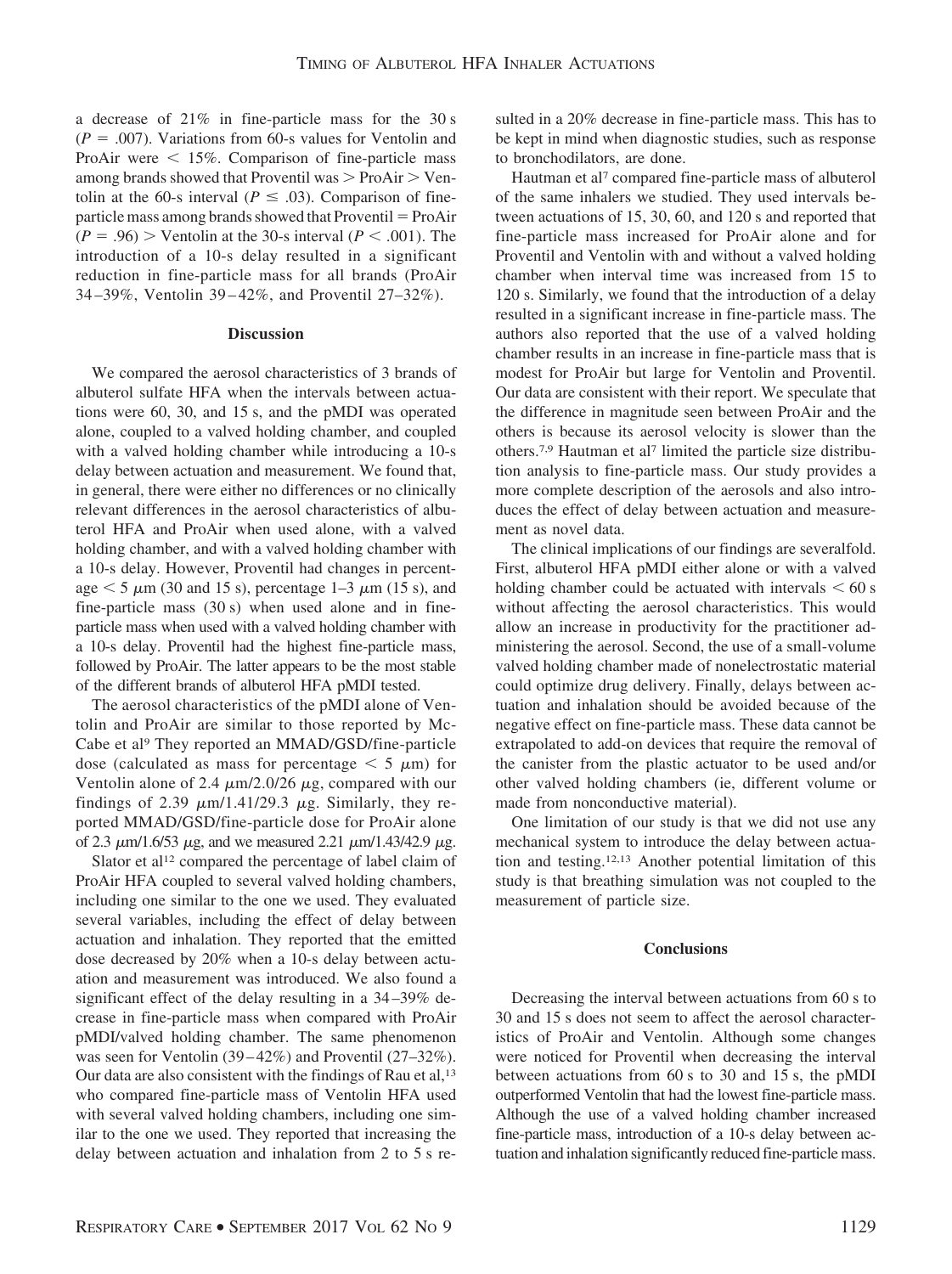a decrease of 21% in fine-particle mass for the 30 s ($P = .007$). Variations from 60-s values for Ventolin and ProAir were $< 15\%$. Comparison of fine-particle mass among brands showed that Proventil was > ProAir > Ventolin at the 60-s interval ($P \leq .03$). Comparison of fine-particle mass among brands showed that Proventil = ProAir ($P = .96$) > Ventolin at the 30-s interval ($P < .001$). The introduction of a 10-s delay resulted in a significant reduction in fine-particle mass for all brands (ProAir 34–39%, Ventolin 39–42%, and Proventil 27–32%).

## Discussion

We compared the aerosol characteristics of 3 brands of albuterol sulfate HFA when the intervals between actuations were 60, 30, and 15 s, and the pMDI was operated alone, coupled to a valved holding chamber, and coupled with a valved holding chamber while introducing a 10-s delay between actuation and measurement. We found that, in general, there were either no differences or no clinically relevant differences in the aerosol characteristics of albuterol HFA and ProAir when used alone, with a valved holding chamber, and with a valved holding chamber with a 10-s delay. However, Proventil had changes in percentage $< 5$ μm (30 and 15 s), percentage 1–3 μm (15 s), and fine-particle mass (30 s) when used alone and in fine-particle mass when used with a valved holding chamber with a 10-s delay. Proventil had the highest fine-particle mass, followed by ProAir. The latter appears to be the most stable of the different brands of albuterol HFA pMDI tested.

The aerosol characteristics of the pMDI alone of Ventolin and ProAir are similar to those reported by McCabe et al[9] They reported an MMAD/GSD/fine-particle dose (calculated as mass for percentage $< 5$ μm) for Ventolin alone of 2.4 μm/2.0/26 μg, compared with our findings of 2.39 μm/1.41/29.3 μg. Similarly, they reported MMAD/GSD/fine-particle dose for ProAir alone of 2.3 μm/1.6/53 μg, and we measured 2.21 μm/1.43/42.9 μg.

Slator et al[12] compared the percentage of label claim of ProAir HFA coupled to several valved holding chambers, including one similar to the one we used. They evaluated several variables, including the effect of delay between actuation and inhalation. They reported that the emitted dose decreased by 20% when a 10-s delay between actuation and measurement was introduced. We also found a significant effect of the delay resulting in a 34–39% decrease in fine-particle mass when compared with ProAir pMDI/valved holding chamber. The same phenomenon was seen for Ventolin (39–42%) and Proventil (27–32%). Our data are also consistent with the findings of Rau et al,[13] who compared fine-particle mass of Ventolin HFA used with several valved holding chambers, including one similar to the one we used. They reported that increasing the delay between actuation and inhalation from 2 to 5 s resulted in a 20% decrease in fine-particle mass. This has to be kept in mind when diagnostic studies, such as response to bronchodilators, are done.

Hautman et al[7] compared fine-particle mass of albuterol of the same inhalers we studied. They used intervals between actuations of 15, 30, 60, and 120 s and reported that fine-particle mass increased for ProAir alone and for Proventil and Ventolin with and without a valved holding chamber when interval time was increased from 15 to 120 s. Similarly, we found that the introduction of a delay resulted in a significant increase in fine-particle mass. The authors also reported that the use of a valved holding chamber results in an increase in fine-particle mass that is modest for ProAir but large for Ventolin and Proventil. Our data are consistent with their report. We speculate that the difference in magnitude seen between ProAir and the others is because its aerosol velocity is slower than the others.[7,9] Hautman et al[7] limited the particle size distribution analysis to fine-particle mass. Our study provides a more complete description of the aerosols and also introduces the effect of delay between actuation and measurement as novel data.

The clinical implications of our findings are severalfold. First, albuterol HFA pMDI either alone or with a valved holding chamber could be actuated with intervals $< 60$ s without affecting the aerosol characteristics. This would allow an increase in productivity for the practitioner administering the aerosol. Second, the use of a small-volume valved holding chamber made of nonelectrostatic material could optimize drug delivery. Finally, delays between actuation and inhalation should be avoided because of the negative effect on fine-particle mass. These data cannot be extrapolated to add-on devices that require the removal of the canister from the plastic actuator to be used and/or other valved holding chambers (ie, different volume or made from nonconductive material).

One limitation of our study is that we did not use any mechanical system to introduce the delay between actuation and testing.[12,13] Another potential limitation of this study is that breathing simulation was not coupled to the measurement of particle size.

## Conclusions

Decreasing the interval between actuations from 60 s to 30 and 15 s does not seem to affect the aerosol characteristics of ProAir and Ventolin. Although some changes were noticed for Proventil when decreasing the interval between actuations from 60 s to 30 and 15 s, the pMDI outperformed Ventolin that had the lowest fine-particle mass. Although the use of a valved holding chamber increased fine-particle mass, introduction of a 10-s delay between actuation and inhalation significantly reduced fine-particle mass.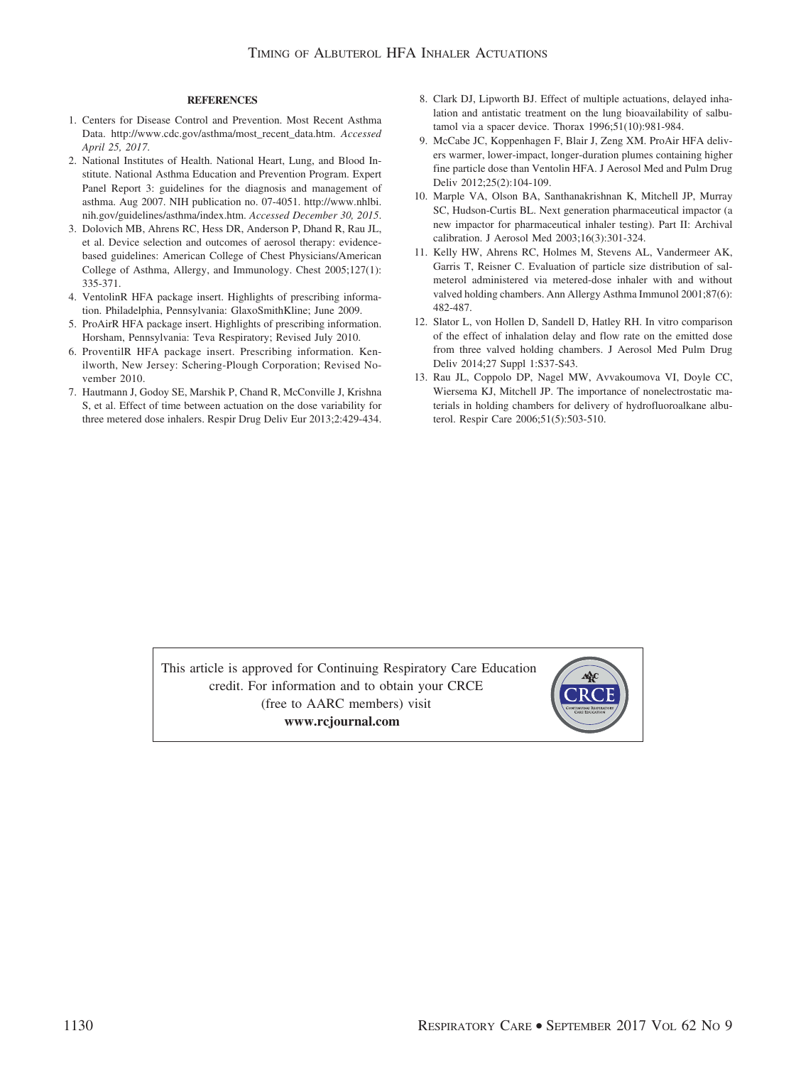## REFERENCES

1. Centers for Disease Control and Prevention. Most Recent Asthma Data. http://www.cdc.gov/asthma/most_recent_data.htm. *Accessed April 25, 2017.*
2. National Institutes of Health. National Heart, Lung, and Blood Institute. National Asthma Education and Prevention Program. Expert Panel Report 3: guidelines for the diagnosis and management of asthma. Aug 2007. NIH publication no. 07-4051. http://www.nhlbi.nih.gov/guidelines/asthma/index.htm. *Accessed December 30, 2015.*
3. Dolovich MB, Ahrens RC, Hess DR, Anderson P, Dhand R, Rau JL, et al. Device selection and outcomes of aerosol therapy: evidence-based guidelines: American College of Chest Physicians/American College of Asthma, Allergy, and Immunology. Chest 2005;127(1):335-371.
4. VentolinR HFA package insert. Highlights of prescribing information. Philadelphia, Pennsylvania: GlaxoSmithKline; June 2009.
5. ProAirR HFA package insert. Highlights of prescribing information. Horsham, Pennsylvania: Teva Respiratory; Revised July 2010.
6. ProventilR HFA package insert. Prescribing information. Kenilworth, New Jersey: Schering-Plough Corporation; Revised November 2010.
7. Hautmann J, Godoy SE, Marshik P, Chand R, McConville J, Krishna S, et al. Effect of time between actuation on the dose variability for three metered dose inhalers. Respir Drug Deliv Eur 2013;2:429-434.
8. Clark DJ, Lipworth BJ. Effect of multiple actuations, delayed inhalation and antistatic treatment on the lung bioavailability of salbutamol via a spacer device. Thorax 1996;51(10):981-984.
9. McCabe JC, Koppenhagen F, Blair J, Zeng XM. ProAir HFA delivers warmer, lower-impact, longer-duration plumes containing higher fine particle dose than Ventolin HFA. J Aerosol Med and Pulm Drug Deliv 2012;25(2):104-109.
10. Marple VA, Olson BA, Santhanakrishnan K, Mitchell JP, Murray SC, Hudson-Curtis BL. Next generation pharmaceutical impactor (a new impactor for pharmaceutical inhaler testing). Part II: Archival calibration. J Aerosol Med 2003;16(3):301-324.
11. Kelly HW, Ahrens RC, Holmes M, Stevens AL, Vandermeer AK, Garris T, Reisner C. Evaluation of particle size distribution of salmeterol administered via metered-dose inhaler with and without valved holding chambers. Ann Allergy Asthma Immunol 2001;87(6):482-487.
12. Slator L, von Hollen D, Sandell D, Hatley RH. In vitro comparison of the effect of inhalation delay and flow rate on the emitted dose from three valved holding chambers. J Aerosol Med Pulm Drug Deliv 2014;27 Suppl 1:S37-S43.
13. Rau JL, Coppolo DP, Nagel MW, Avvakoumova VI, Doyle CC, Wiersema KJ, Mitchell JP. The importance of nonelectrostatic materials in holding chambers for delivery of hydrofluoroalkane albuterol. Respir Care 2006;51(5):503-510.

This article is approved for Continuing Respiratory Care Education credit. For information and to obtain your CRCE (free to AARC members) visit **www.rcjournal.com**